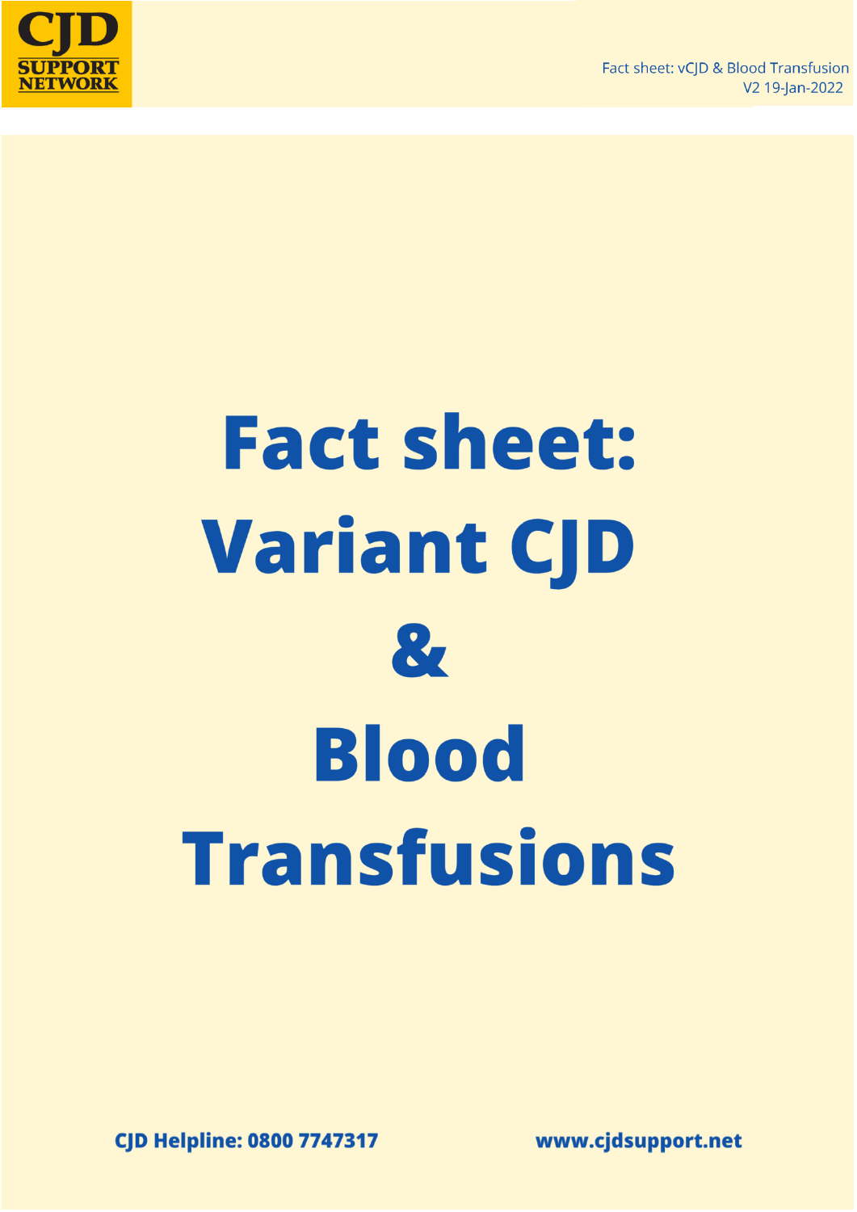CJD SUPPORT NETWORK

Fact sheet: vCJD & Blood Transfusion
V2 19-Jan-2022

# Fact sheet: Variant CJD & Blood Transfusions

**CJD Helpline: 0800 7747317**

**www.cjdsupport.net**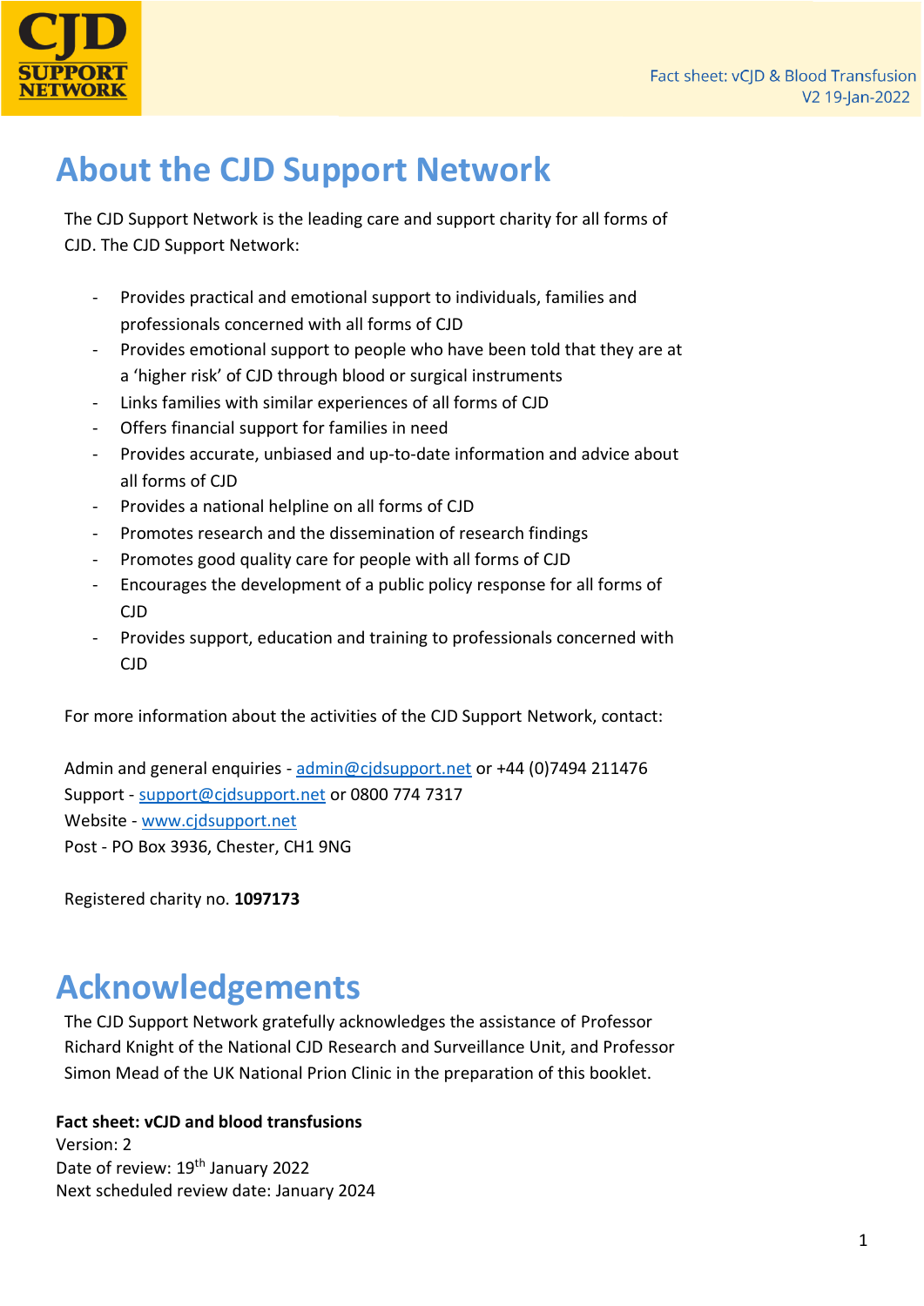# About the CJD Support Network

The CJD Support Network is the leading care and support charity for all forms of CJD. The CJD Support Network:

- Provides practical and emotional support to individuals, families and professionals concerned with all forms of CJD
- Provides emotional support to people who have been told that they are at a 'higher risk' of CJD through blood or surgical instruments
- Links families with similar experiences of all forms of CJD
- Offers financial support for families in need
- Provides accurate, unbiased and up-to-date information and advice about all forms of CJD
- Provides a national helpline on all forms of CJD
- Promotes research and the dissemination of research findings
- Promotes good quality care for people with all forms of CJD
- Encourages the development of a public policy response for all forms of CJD
- Provides support, education and training to professionals concerned with CJD

For more information about the activities of the CJD Support Network, contact:

Admin and general enquiries - admin@cjdsupport.net or +44 (0)7494 211476
Support - support@cjdsupport.net or 0800 774 7317
Website - www.cjdsupport.net
Post - PO Box 3936, Chester, CH1 9NG

Registered charity no. **1097173**

# Acknowledgements

The CJD Support Network gratefully acknowledges the assistance of Professor Richard Knight of the National CJD Research and Surveillance Unit, and Professor Simon Mead of the UK National Prion Clinic in the preparation of this booklet.

**Fact sheet: vCJD and blood transfusions**
Version: 2
Date of review: 19th January 2022
Next scheduled review date: January 2024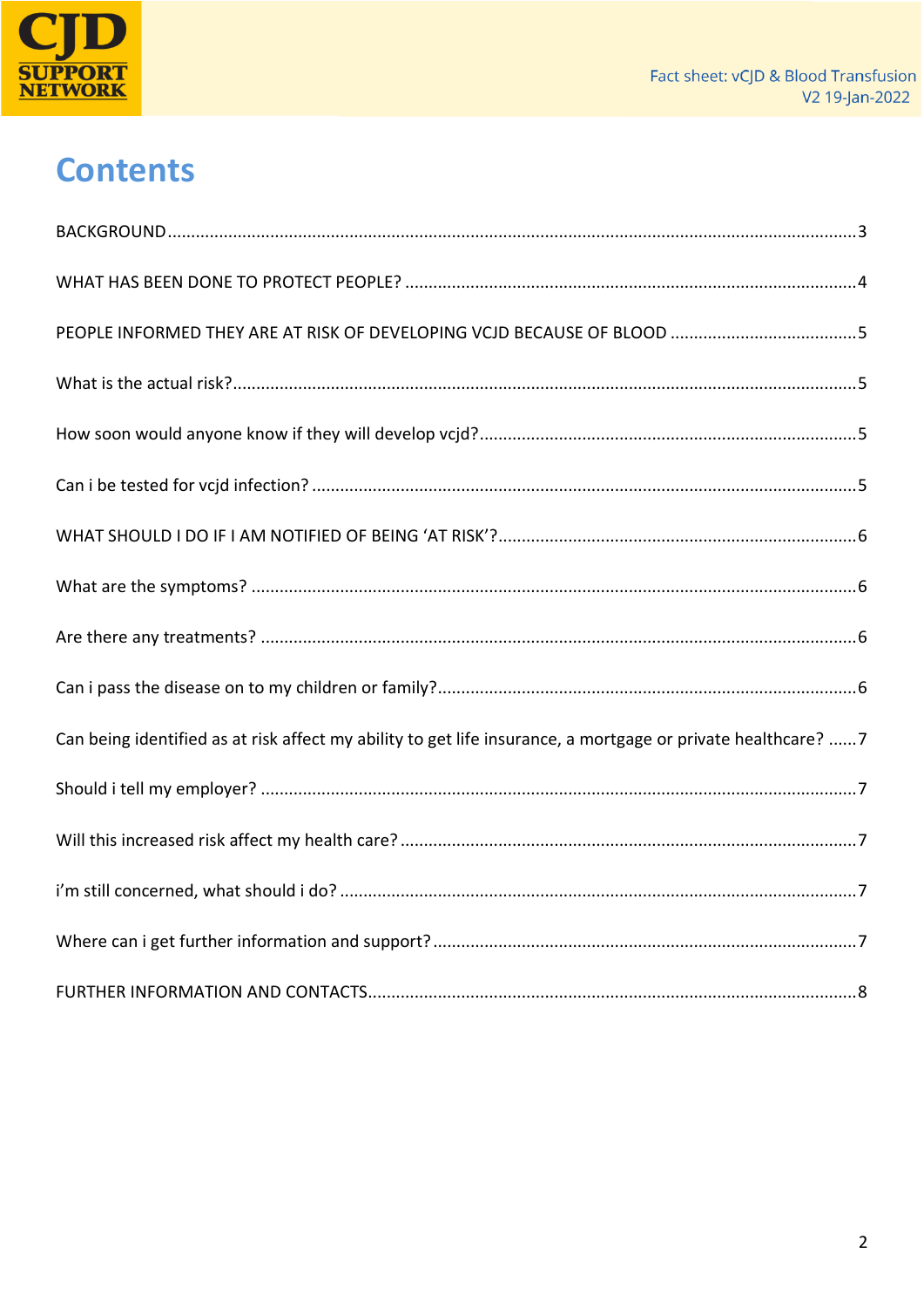# Contents

BACKGROUND....................................................................................................................................3

WHAT HAS BEEN DONE TO PROTECT PEOPLE? ................................................................................4

PEOPLE INFORMED THEY ARE AT RISK OF DEVELOPING VCJD BECAUSE OF BLOOD ........................................5

What is the actual risk?......................................................................................................................5

How soon would anyone know if they will develop vcjd?.................................................................................5

Can i be tested for vcjd infection? .....................................................................................................5

WHAT SHOULD I DO IF I AM NOTIFIED OF BEING 'AT RISK'?..............................................................6

What are the symptoms? ..................................................................................................................6

Are there any treatments? ................................................................................................................6

Can i pass the disease on to my children or family?..........................................................................6

Can being identified as at risk affect my ability to get life insurance, a mortgage or private healthcare? ......7

Should i tell my employer? ................................................................................................................7

Will this increased risk affect my health care? .................................................................................7

i'm still concerned, what should i do? ..............................................................................................7

Where can i get further information and support? ..........................................................................7

FURTHER INFORMATION AND CONTACTS.........................................................................................8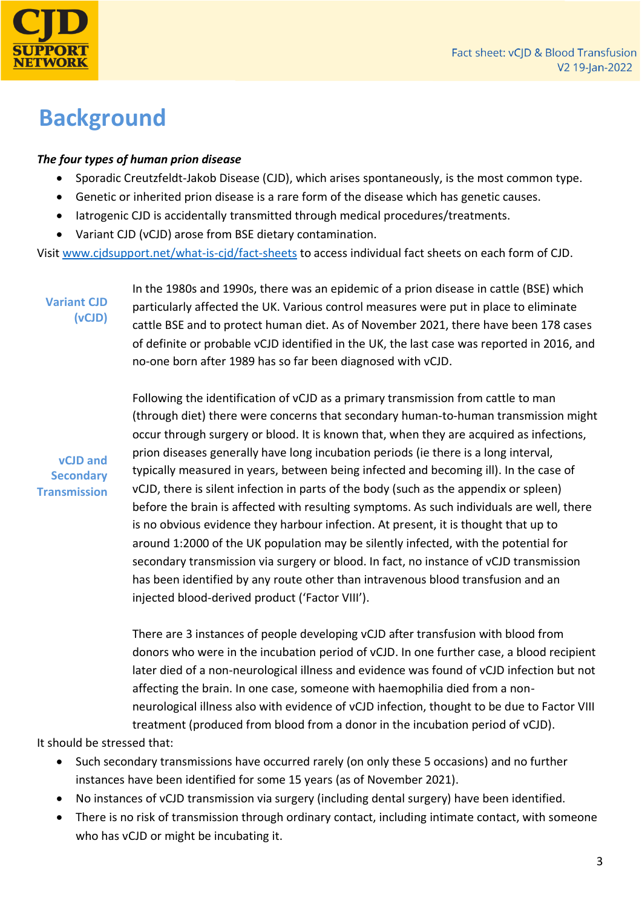# Background

***The four types of human prion disease***

- Sporadic Creutzfeldt-Jakob Disease (CJD), which arises spontaneously, is the most common type.
- Genetic or inherited prion disease is a rare form of the disease which has genetic causes.
- Iatrogenic CJD is accidentally transmitted through medical procedures/treatments.
- Variant CJD (vCJD) arose from BSE dietary contamination.

Visit [www.cjdsupport.net/what-is-cjd/fact-sheets](http://www.cjdsupport.net/what-is-cjd/fact-sheets) to access individual fact sheets on each form of CJD.

## Variant CJD (vCJD)

In the 1980s and 1990s, there was an epidemic of a prion disease in cattle (BSE) which particularly affected the UK. Various control measures were put in place to eliminate cattle BSE and to protect human diet. As of November 2021, there have been 178 cases of definite or probable vCJD identified in the UK, the last case was reported in 2016, and no-one born after 1989 has so far been diagnosed with vCJD.

## vCJD and Secondary Transmission

Following the identification of vCJD as a primary transmission from cattle to man (through diet) there were concerns that secondary human-to-human transmission might occur through surgery or blood. It is known that, when they are acquired as infections, prion diseases generally have long incubation periods (ie there is a long interval, typically measured in years, between being infected and becoming ill). In the case of vCJD, there is silent infection in parts of the body (such as the appendix or spleen) before the brain is affected with resulting symptoms. As such individuals are well, there is no obvious evidence they harbour infection. At present, it is thought that up to around 1:2000 of the UK population may be silently infected, with the potential for secondary transmission via surgery or blood. In fact, no instance of vCJD transmission has been identified by any route other than intravenous blood transfusion and an injected blood-derived product ('Factor VIII').

There are 3 instances of people developing vCJD after transfusion with blood from donors who were in the incubation period of vCJD. In one further case, a blood recipient later died of a non-neurological illness and evidence was found of vCJD infection but not affecting the brain. In one case, someone with haemophilia died from a non-neurological illness also with evidence of vCJD infection, thought to be due to Factor VIII treatment (produced from blood from a donor in the incubation period of vCJD).

It should be stressed that:

- Such secondary transmissions have occurred rarely (on only these 5 occasions) and no further instances have been identified for some 15 years (as of November 2021).
- No instances of vCJD transmission via surgery (including dental surgery) have been identified.
- There is no risk of transmission through ordinary contact, including intimate contact, with someone who has vCJD or might be incubating it.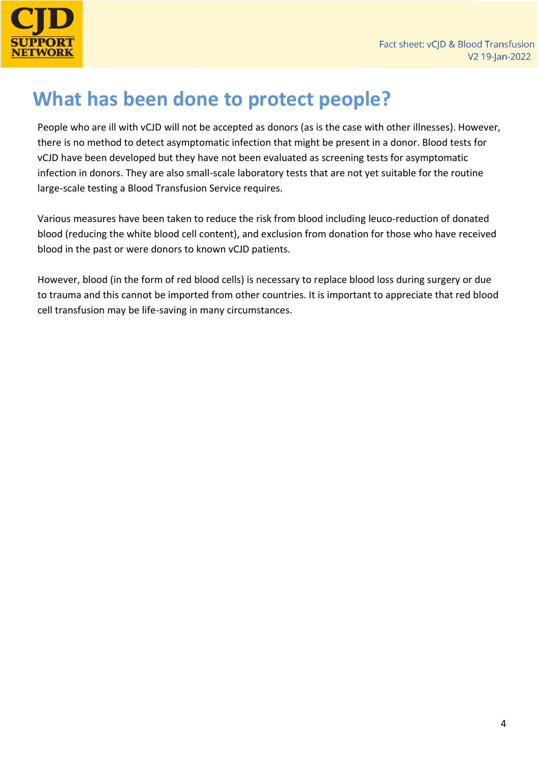# What has been done to protect people?

People who are ill with vCJD will not be accepted as donors (as is the case with other illnesses). However, there is no method to detect asymptomatic infection that might be present in a donor. Blood tests for vCJD have been developed but they have not been evaluated as screening tests for asymptomatic infection in donors. They are also small-scale laboratory tests that are not yet suitable for the routine large-scale testing a Blood Transfusion Service requires.

Various measures have been taken to reduce the risk from blood including leuco-reduction of donated blood (reducing the white blood cell content), and exclusion from donation for those who have received blood in the past or were donors to known vCJD patients.

However, blood (in the form of red blood cells) is necessary to replace blood loss during surgery or due to trauma and this cannot be imported from other countries. It is important to appreciate that red blood cell transfusion may be life-saving in many circumstances.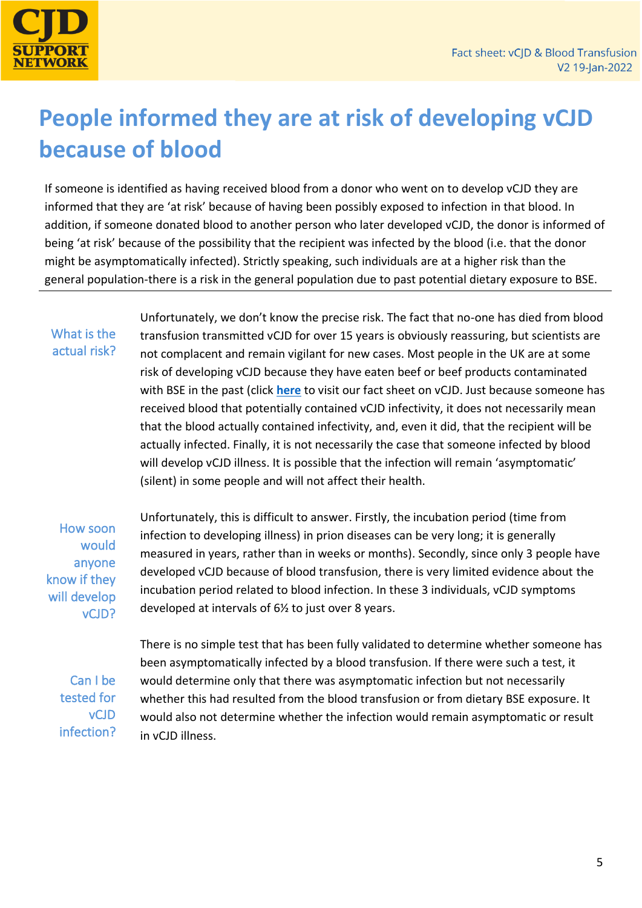# People informed they are at risk of developing vCJD because of blood

If someone is identified as having received blood from a donor who went on to develop vCJD they are informed that they are 'at risk' because of having been possibly exposed to infection in that blood. In addition, if someone donated blood to another person who later developed vCJD, the donor is informed of being 'at risk' because of the possibility that the recipient was infected by the blood (i.e. that the donor might be asymptomatically infected). Strictly speaking, such individuals are at a higher risk than the general population-there is a risk in the general population due to past potential dietary exposure to BSE.

---

### What is the actual risk?

Unfortunately, we don't know the precise risk. The fact that no-one has died from blood transfusion transmitted vCJD for over 15 years is obviously reassuring, but scientists are not complacent and remain vigilant for new cases. Most people in the UK are at some risk of developing vCJD because they have eaten beef or beef products contaminated with BSE in the past (click **here** to visit our fact sheet on vCJD. Just because someone has received blood that potentially contained vCJD infectivity, it does not necessarily mean that the blood actually contained infectivity, and, even it did, that the recipient will be actually infected. Finally, it is not necessarily the case that someone infected by blood will develop vCJD illness. It is possible that the infection will remain 'asymptomatic' (silent) in some people and will not affect their health.

### How soon would anyone know if they will develop vCJD?

Unfortunately, this is difficult to answer. Firstly, the incubation period (time from infection to developing illness) in prion diseases can be very long; it is generally measured in years, rather than in weeks or months). Secondly, since only 3 people have developed vCJD because of blood transfusion, there is very limited evidence about the incubation period related to blood infection. In these 3 individuals, vCJD symptoms developed at intervals of 6½ to just over 8 years.

### Can I be tested for vCJD infection?

There is no simple test that has been fully validated to determine whether someone has been asymptomatically infected by a blood transfusion. If there were such a test, it would determine only that there was asymptomatic infection but not necessarily whether this had resulted from the blood transfusion or from dietary BSE exposure. It would also not determine whether the infection would remain asymptomatic or result in vCJD illness.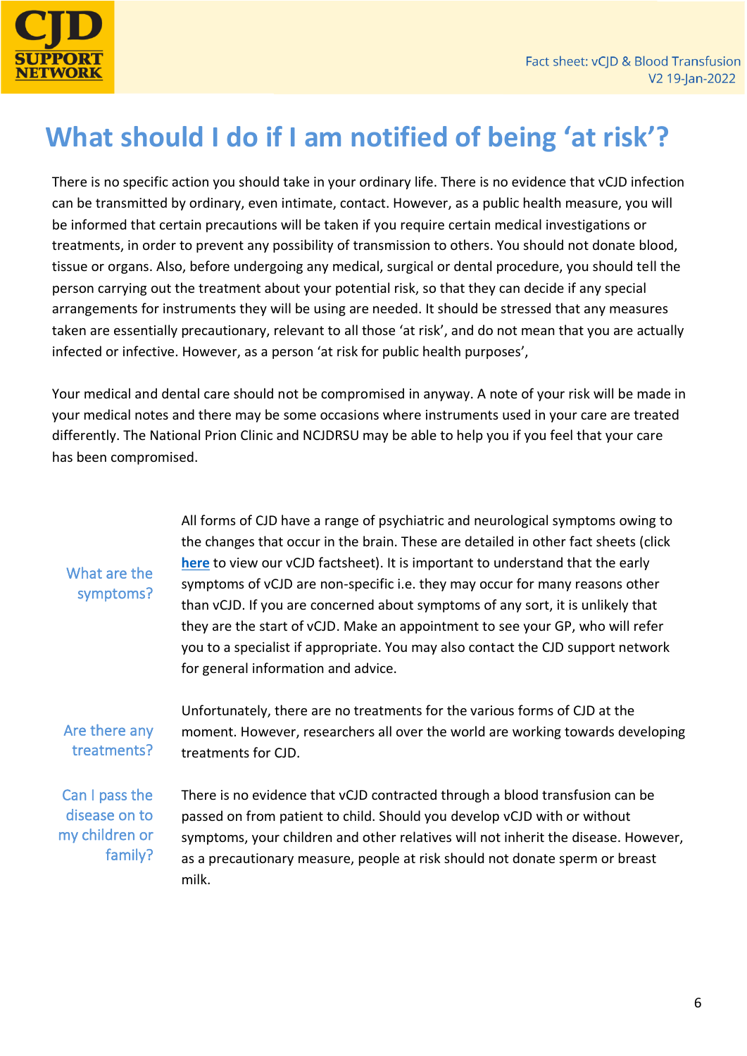# What should I do if I am notified of being 'at risk'?

There is no specific action you should take in your ordinary life. There is no evidence that vCJD infection can be transmitted by ordinary, even intimate, contact. However, as a public health measure, you will be informed that certain precautions will be taken if you require certain medical investigations or treatments, in order to prevent any possibility of transmission to others. You should not donate blood, tissue or organs. Also, before undergoing any medical, surgical or dental procedure, you should tell the person carrying out the treatment about your potential risk, so that they can decide if any special arrangements for instruments they will be using are needed. It should be stressed that any measures taken are essentially precautionary, relevant to all those 'at risk', and do not mean that you are actually infected or infective. However, as a person 'at risk for public health purposes',

Your medical and dental care should not be compromised in anyway. A note of your risk will be made in your medical notes and there may be some occasions where instruments used in your care are treated differently. The National Prion Clinic and NCJDRSU may be able to help you if you feel that your care has been compromised.

## What are the symptoms?

All forms of CJD have a range of psychiatric and neurological symptoms owing to the changes that occur in the brain. These are detailed in other fact sheets (click **here** to view our vCJD factsheet). It is important to understand that the early symptoms of vCJD are non-specific i.e. they may occur for many reasons other than vCJD. If you are concerned about symptoms of any sort, it is unlikely that they are the start of vCJD. Make an appointment to see your GP, who will refer you to a specialist if appropriate. You may also contact the CJD support network for general information and advice.

## Are there any treatments?

Unfortunately, there are no treatments for the various forms of CJD at the moment. However, researchers all over the world are working towards developing treatments for CJD.

## Can I pass the disease on to my children or family?

There is no evidence that vCJD contracted through a blood transfusion can be passed on from patient to child. Should you develop vCJD with or without symptoms, your children and other relatives will not inherit the disease. However, as a precautionary measure, people at risk should not donate sperm or breast milk.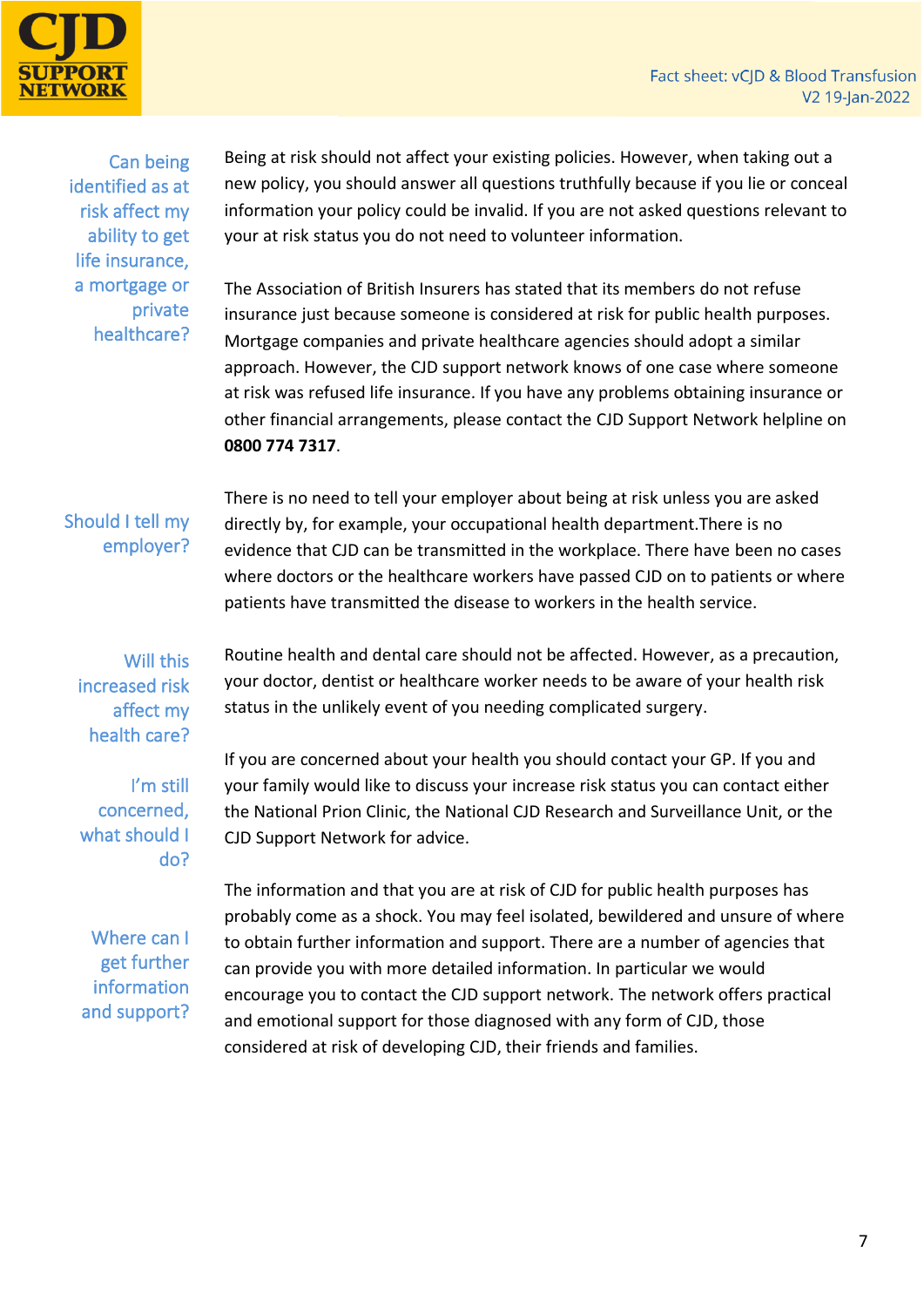### Can being identified as at risk affect my ability to get life insurance, a mortgage or private healthcare?

Being at risk should not affect your existing policies. However, when taking out a new policy, you should answer all questions truthfully because if you lie or conceal information your policy could be invalid. If you are not asked questions relevant to your at risk status you do not need to volunteer information.

The Association of British Insurers has stated that its members do not refuse insurance just because someone is considered at risk for public health purposes. Mortgage companies and private healthcare agencies should adopt a similar approach. However, the CJD support network knows of one case where someone at risk was refused life insurance. If you have any problems obtaining insurance or other financial arrangements, please contact the CJD Support Network helpline on **0800 774 7317**.

### Should I tell my employer?

There is no need to tell your employer about being at risk unless you are asked directly by, for example, your occupational health department.There is no evidence that CJD can be transmitted in the workplace. There have been no cases where doctors or the healthcare workers have passed CJD on to patients or where patients have transmitted the disease to workers in the health service.

### Will this increased risk affect my health care?

Routine health and dental care should not be affected. However, as a precaution, your doctor, dentist or healthcare worker needs to be aware of your health risk status in the unlikely event of you needing complicated surgery.

### I'm still concerned, what should I do?

If you are concerned about your health you should contact your GP. If you and your family would like to discuss your increase risk status you can contact either the National Prion Clinic, the National CJD Research and Surveillance Unit, or the CJD Support Network for advice.

### Where can I get further information and support?

The information and that you are at risk of CJD for public health purposes has probably come as a shock. You may feel isolated, bewildered and unsure of where to obtain further information and support. There are a number of agencies that can provide you with more detailed information. In particular we would encourage you to contact the CJD support network. The network offers practical and emotional support for those diagnosed with any form of CJD, those considered at risk of developing CJD, their friends and families.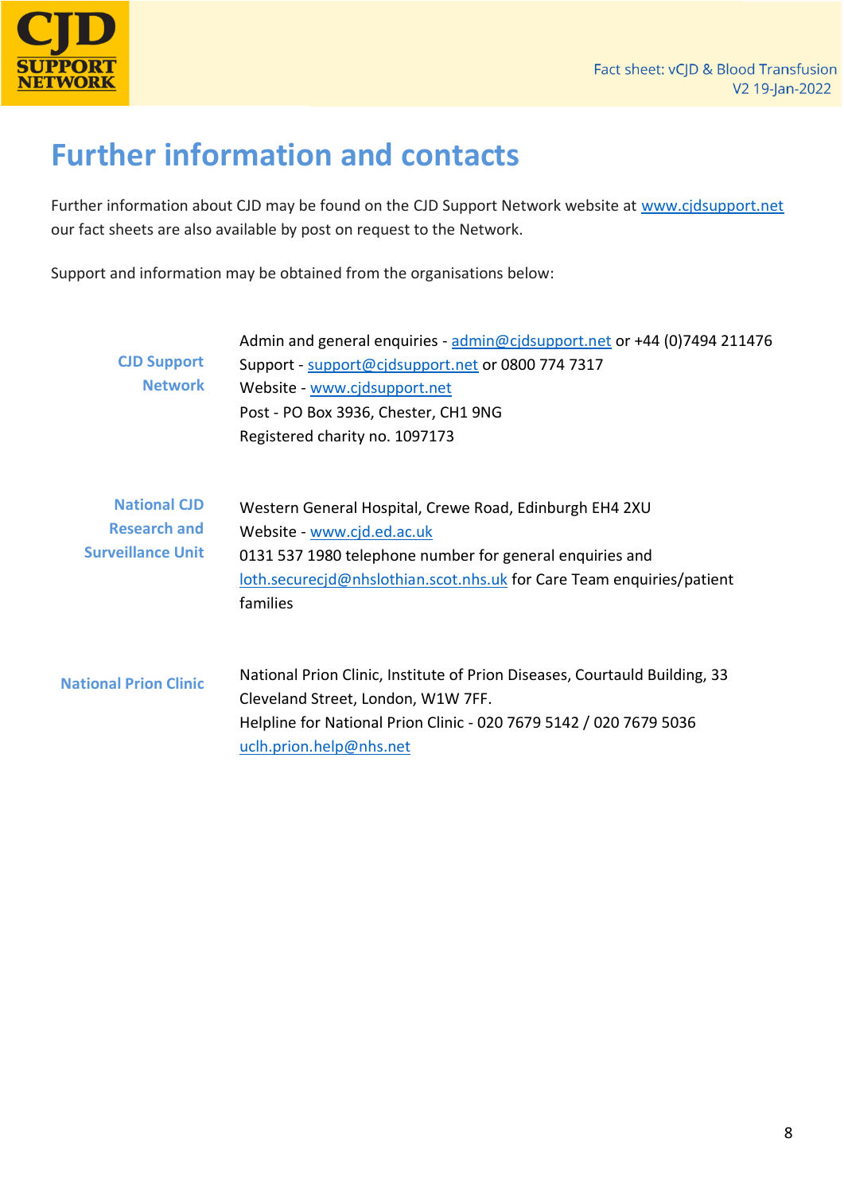# Further information and contacts

Further information about CJD may be found on the CJD Support Network website at www.cjdsupport.net our fact sheets are also available by post on request to the Network.

Support and information may be obtained from the organisations below:

**CJD Support Network**

Admin and general enquiries - admin@cjdsupport.net or +44 (0)7494 211476
Support - support@cjdsupport.net or 0800 774 7317
Website - www.cjdsupport.net
Post - PO Box 3936, Chester, CH1 9NG
Registered charity no. 1097173

**National CJD Research and Surveillance Unit**

Western General Hospital, Crewe Road, Edinburgh EH4 2XU
Website - www.cjd.ed.ac.uk
0131 537 1980 telephone number for general enquiries and loth.securecjd@nhslothian.scot.nhs.uk for Care Team enquiries/patient families

**National Prion Clinic**

National Prion Clinic, Institute of Prion Diseases, Courtauld Building, 33 Cleveland Street, London, W1W 7FF.
Helpline for National Prion Clinic - 020 7679 5142 / 020 7679 5036
uclh.prion.help@nhs.net